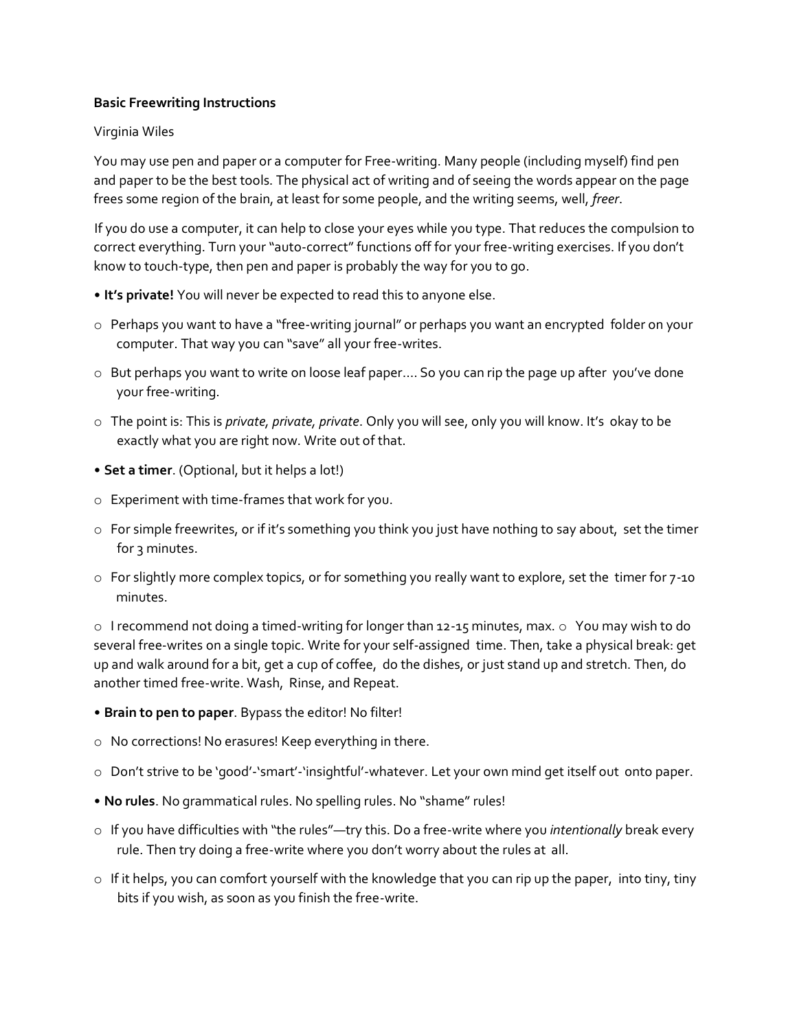**Basic Freewriting Instructions**

Virginia Wiles

You may use pen and paper or a computer for Free-writing. Many people (including myself) find pen and paper to be the best tools. The physical act of writing and of seeing the words appear on the page frees some region of the brain, at least for some people, and the writing seems, well, *freer*.

If you do use a computer, it can help to close your eyes while you type. That reduces the compulsion to correct everything. Turn your "auto-correct" functions off for your free-writing exercises. If you don't know to touch-type, then pen and paper is probably the way for you to go.

- **It's private!** You will never be expected to read this to anyone else.
  - Perhaps you want to have a "free-writing journal" or perhaps you want an encrypted folder on your computer. That way you can "save" all your free-writes.
  - But perhaps you want to write on loose leaf paper.... So you can rip the page up after you've done your free-writing.
  - The point is: This is *private, private, private*. Only you will see, only you will know. It's okay to be exactly what you are right now. Write out of that.
- **Set a timer**. (Optional, but it helps a lot!)
  - Experiment with time-frames that work for you.
  - For simple freewrites, or if it's something you think you just have nothing to say about, set the timer for 3 minutes.
  - For slightly more complex topics, or for something you really want to explore, set the timer for 7-10 minutes.
  - I recommend not doing a timed-writing for longer than 12-15 minutes, max.
  - You may wish to do several free-writes on a single topic. Write for your self-assigned time. Then, take a physical break: get up and walk around for a bit, get a cup of coffee, do the dishes, or just stand up and stretch. Then, do another timed free-write. Wash, Rinse, and Repeat.
- **Brain to pen to paper**. Bypass the editor! No filter!
  - No corrections! No erasures! Keep everything in there.
  - Don't strive to be 'good'-'smart'-'insightful'-whatever. Let your own mind get itself out onto paper.
- **No rules**. No grammatical rules. No spelling rules. No "shame" rules!
  - If you have difficulties with "the rules"—try this. Do a free-write where you *intentionally* break every rule. Then try doing a free-write where you don't worry about the rules at all.
  - If it helps, you can comfort yourself with the knowledge that you can rip up the paper, into tiny, tiny bits if you wish, as soon as you finish the free-write.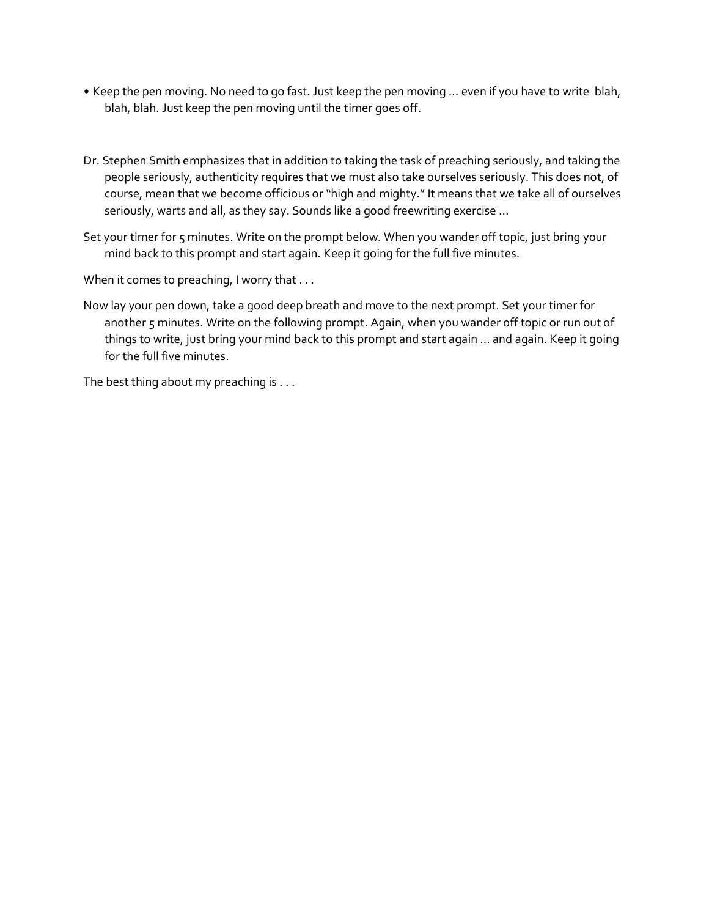- Keep the pen moving. No need to go fast. Just keep the pen moving … even if you have to write blah, blah, blah. Just keep the pen moving until the timer goes off.

Dr. Stephen Smith emphasizes that in addition to taking the task of preaching seriously, and taking the people seriously, authenticity requires that we must also take ourselves seriously. This does not, of course, mean that we become officious or "high and mighty." It means that we take all of ourselves seriously, warts and all, as they say. Sounds like a good freewriting exercise …

Set your timer for 5 minutes. Write on the prompt below. When you wander off topic, just bring your mind back to this prompt and start again. Keep it going for the full five minutes.

When it comes to preaching, I worry that . . .

Now lay your pen down, take a good deep breath and move to the next prompt. Set your timer for another 5 minutes. Write on the following prompt. Again, when you wander off topic or run out of things to write, just bring your mind back to this prompt and start again … and again. Keep it going for the full five minutes.

The best thing about my preaching is . . .